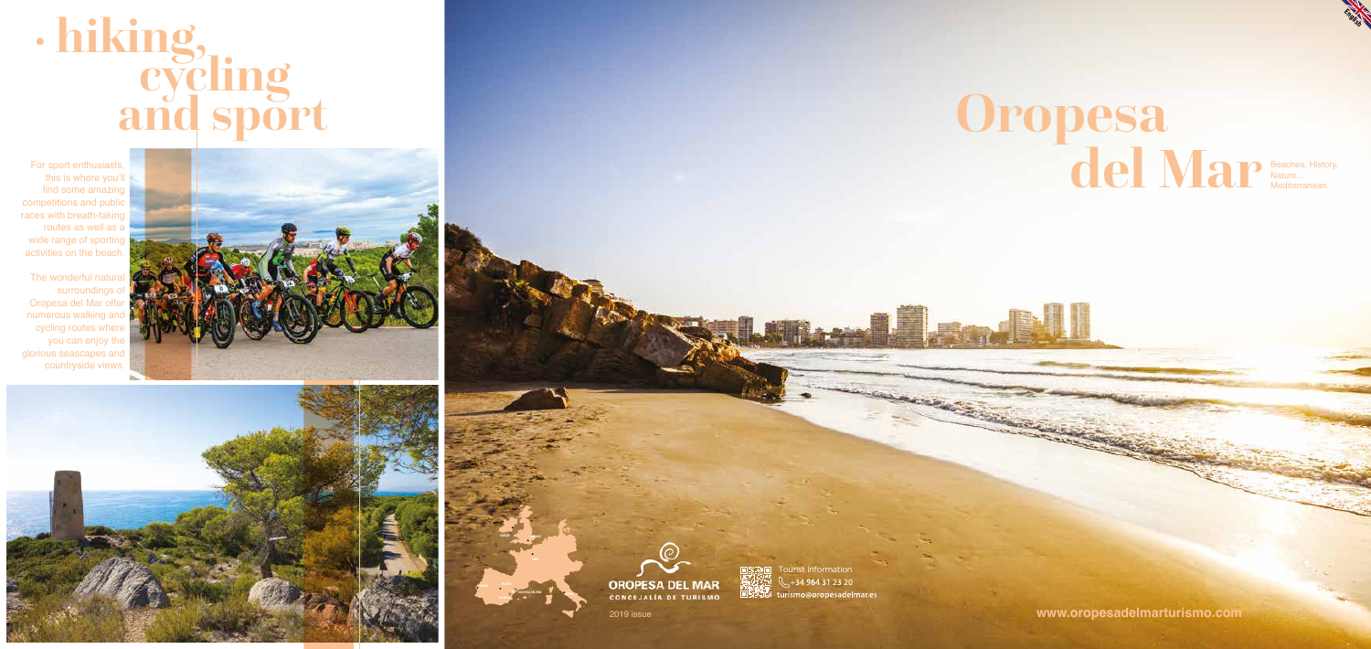# · hiking, cycling and sport

For sport enthusiasts, this is where you'll find some amazing competitions and public races with breath-taking routes as well as a wide range of sporting activities on the beach.

The wonderful natural surroundings of Oropesa del Mar offer numerous walking and cycling routes where you can enjoy the glorious seascapes and countryside views.

# Oropesa del Mar

Beaches, History, Nature... Mediterranean.

OROPESA DEL MAR
CONCEJALÍA DE TURISMO

2019 issue

Tourist Information
+34 964 31 23 20
turismo@oropesadelmar.es

www.oropesadelmarturismo.com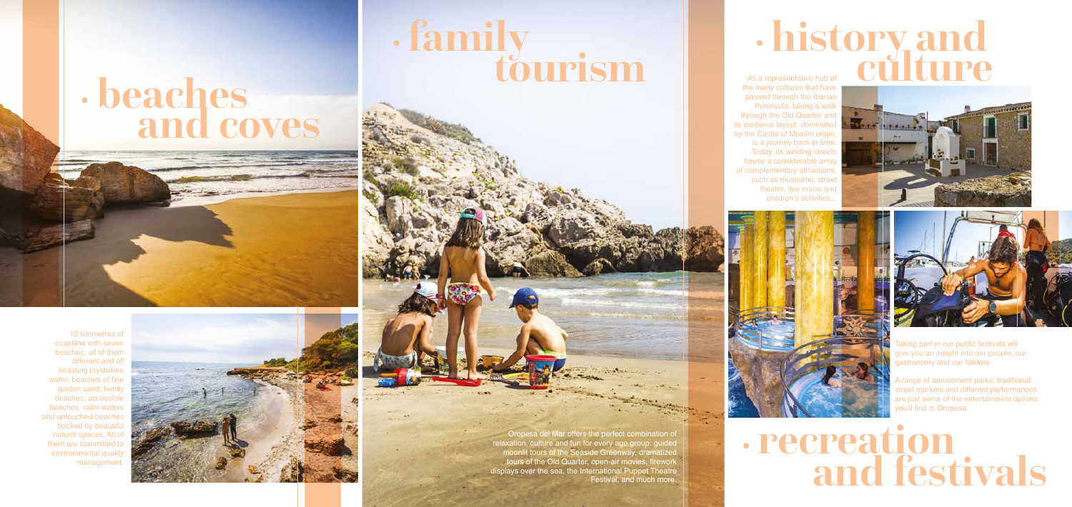# · beaches and coves

12 kilometres of coastline with seven beaches, all of them different and all boasting crystalline water: beaches of fine golden sand, family beaches, accessible beaches, calm waters and untouched beaches backed by beautiful natural spaces. All of them are committed to environmental quality management.

# · family tourism

Oropesa del Mar offers the perfect combination of relaxation, culture and fun for every age group: guided moonlit tours of the Seaside Greenway, dramatized tours of the Old Quarter, open-air movies, firework displays over the sea, the International Puppet Theatre Festival, and much more.

# · history and culture

As a representative hub of the many cultures that have passed through the Iberian Peninsula, taking a walk through the Old Quarter and its medieval layout, dominated by the Castle of Muslim origin, is a journey back in time. Today, its winding streets house a considerable array of complementary attractions, such as museums, street theatre, live music and children's activities...

# · recreation and festivals

Taking part in our public festivals will give you an insight into our people, our gastronomy and our folklore.

A range of amusement parks, traditional street markets and different performances are just some of the entertainment options you'll find in Oropesa.